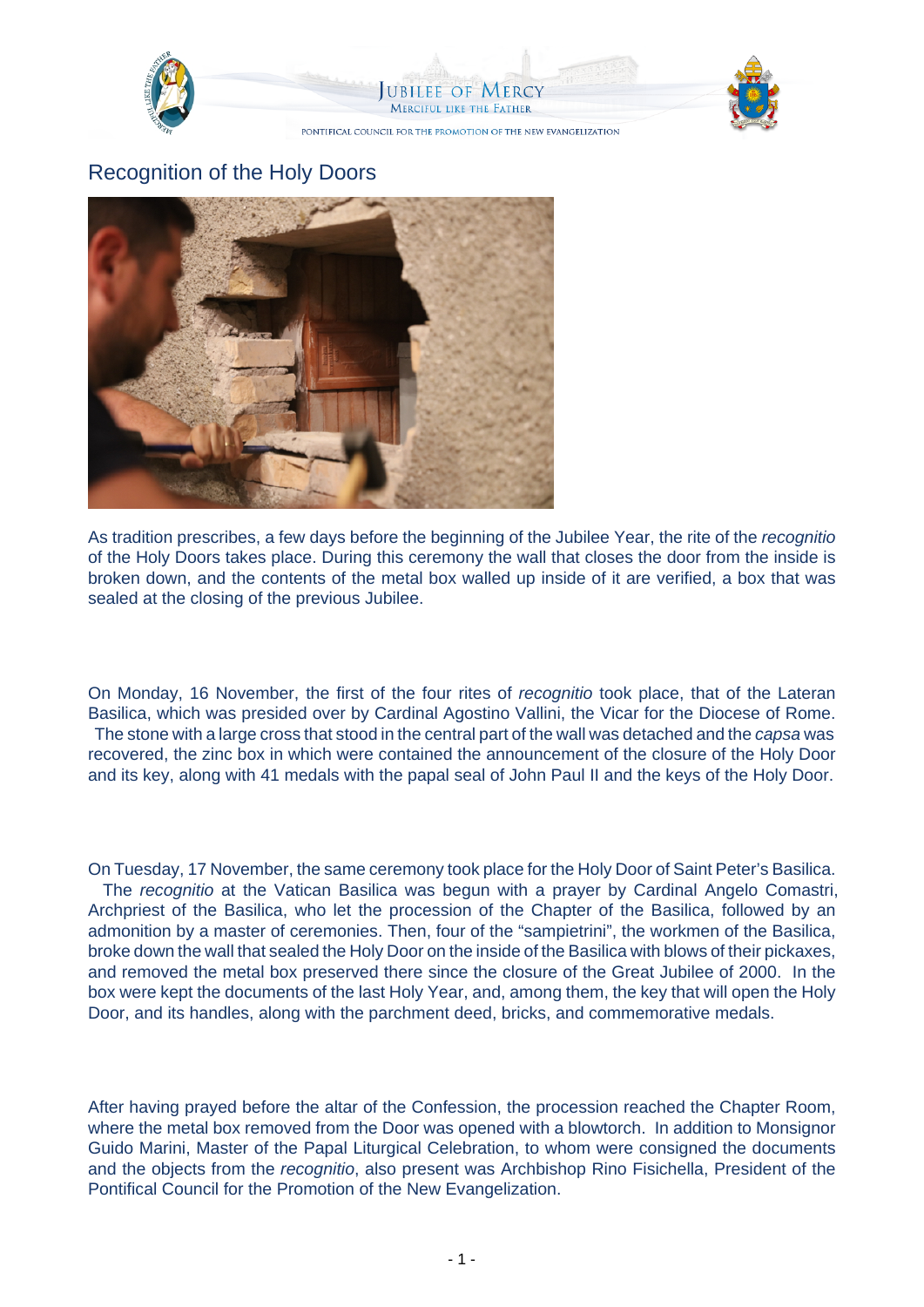# Recognition of the Holy Doors

As tradition prescribes, a few days before the beginning of the Jubilee Year, the rite of the *recognitio* of the Holy Doors takes place. During this ceremony the wall that closes the door from the inside is broken down, and the contents of the metal box walled up inside of it are verified, a box that was sealed at the closing of the previous Jubilee.

On Monday, 16 November, the first of the four rites of *recognitio* took place, that of the Lateran Basilica, which was presided over by Cardinal Agostino Vallini, the Vicar for the Diocese of Rome. The stone with a large cross that stood in the central part of the wall was detached and the *capsa* was recovered, the zinc box in which were contained the announcement of the closure of the Holy Door and its key, along with 41 medals with the papal seal of John Paul II and the keys of the Holy Door.

On Tuesday, 17 November, the same ceremony took place for the Holy Door of Saint Peter's Basilica. The *recognitio* at the Vatican Basilica was begun with a prayer by Cardinal Angelo Comastri, Archpriest of the Basilica, who let the procession of the Chapter of the Basilica, followed by an admonition by a master of ceremonies. Then, four of the "sampietrini", the workmen of the Basilica, broke down the wall that sealed the Holy Door on the inside of the Basilica with blows of their pickaxes, and removed the metal box preserved there since the closure of the Great Jubilee of 2000. In the box were kept the documents of the last Holy Year, and, among them, the key that will open the Holy Door, and its handles, along with the parchment deed, bricks, and commemorative medals.

After having prayed before the altar of the Confession, the procession reached the Chapter Room, where the metal box removed from the Door was opened with a blowtorch. In addition to Monsignor Guido Marini, Master of the Papal Liturgical Celebration, to whom were consigned the documents and the objects from the *recognitio*, also present was Archbishop Rino Fisichella, President of the Pontifical Council for the Promotion of the New Evangelization.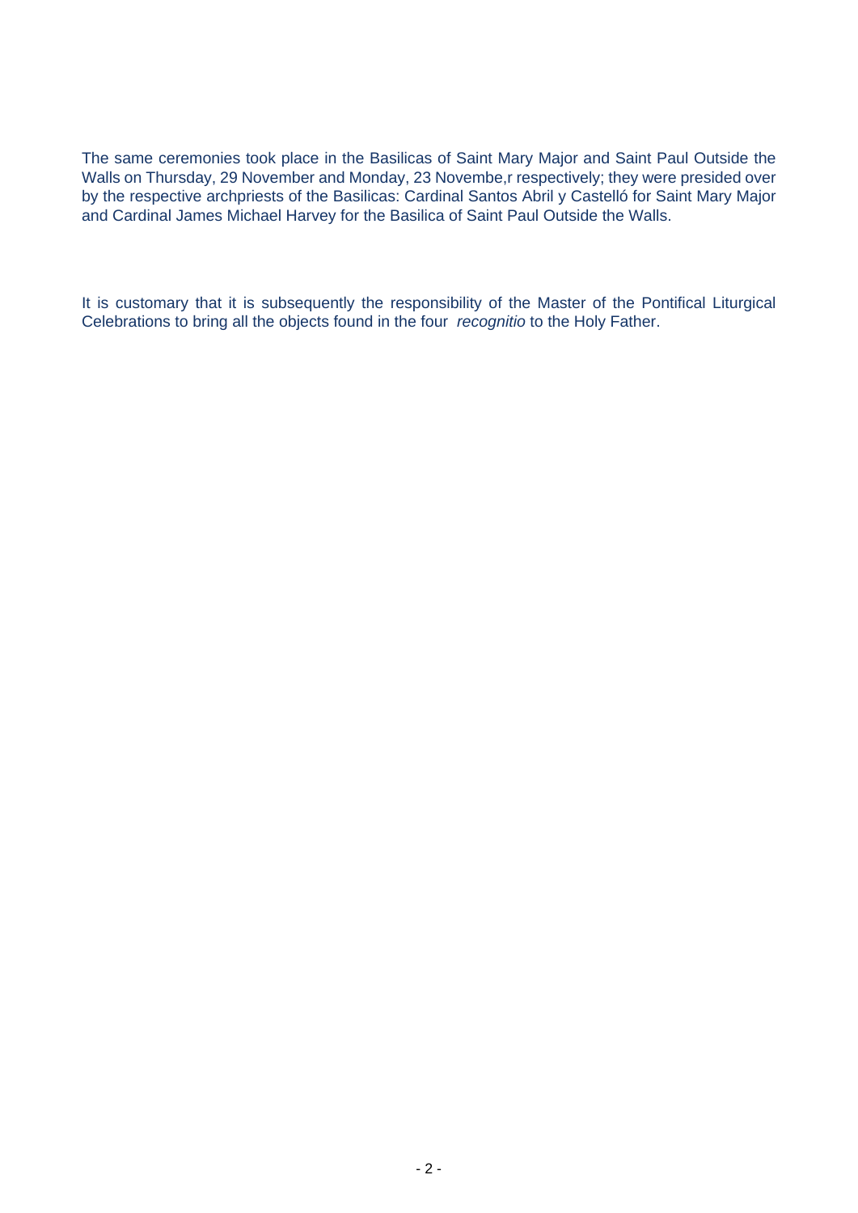The same ceremonies took place in the Basilicas of Saint Mary Major and Saint Paul Outside the Walls on Thursday, 29 November and Monday, 23 Novembe,r respectively; they were presided over by the respective archpriests of the Basilicas: Cardinal Santos Abril y Castelló for Saint Mary Major and Cardinal James Michael Harvey for the Basilica of Saint Paul Outside the Walls.

It is customary that it is subsequently the responsibility of the Master of the Pontifical Liturgical Celebrations to bring all the objects found in the four *recognitio* to the Holy Father.